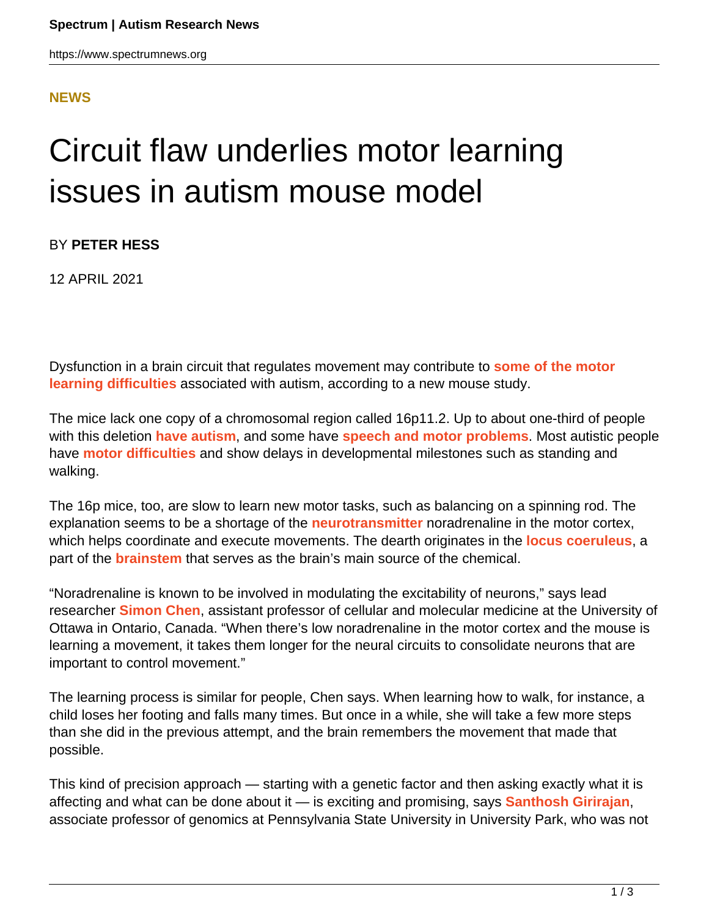NEWS

# Circuit flaw underlies motor learning issues in autism mouse model

BY **PETER HESS**

12 APRIL 2021

Dysfunction in a brain circuit that regulates movement may contribute to **some of the motor learning difficulties** associated with autism, according to a new mouse study.

The mice lack one copy of a chromosomal region called 16p11.2. Up to about one-third of people with this deletion **have autism**, and some have **speech and motor problems**. Most autistic people have **motor difficulties** and show delays in developmental milestones such as standing and walking.

The 16p mice, too, are slow to learn new motor tasks, such as balancing on a spinning rod. The explanation seems to be a shortage of the **neurotransmitter** noradrenaline in the motor cortex, which helps coordinate and execute movements. The dearth originates in the **locus coeruleus**, a part of the **brainstem** that serves as the brain's main source of the chemical.

"Noradrenaline is known to be involved in modulating the excitability of neurons," says lead researcher **Simon Chen**, assistant professor of cellular and molecular medicine at the University of Ottawa in Ontario, Canada. "When there's low noradrenaline in the motor cortex and the mouse is learning a movement, it takes them longer for the neural circuits to consolidate neurons that are important to control movement."

The learning process is similar for people, Chen says. When learning how to walk, for instance, a child loses her footing and falls many times. But once in a while, she will take a few more steps than she did in the previous attempt, and the brain remembers the movement that made that possible.

This kind of precision approach — starting with a genetic factor and then asking exactly what it is affecting and what can be done about it — is exciting and promising, says **Santhosh Girirajan**, associate professor of genomics at Pennsylvania State University in University Park, who was not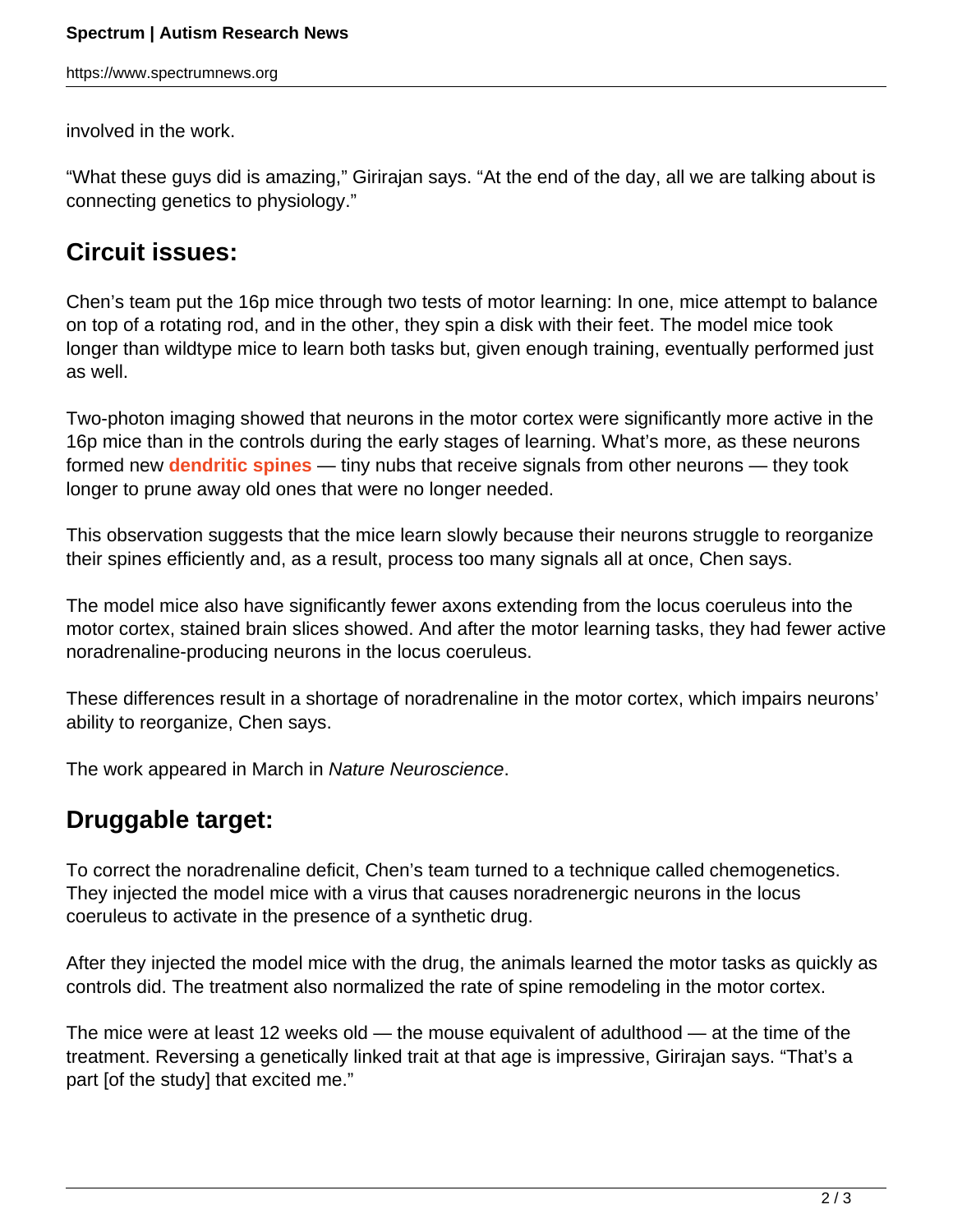involved in the work.

“What these guys did is amazing,” Girirajan says. “At the end of the day, all we are talking about is connecting genetics to physiology.”

## Circuit issues:

Chen’s team put the 16p mice through two tests of motor learning: In one, mice attempt to balance on top of a rotating rod, and in the other, they spin a disk with their feet. The model mice took longer than wildtype mice to learn both tasks but, given enough training, eventually performed just as well.

Two-photon imaging showed that neurons in the motor cortex were significantly more active in the 16p mice than in the controls during the early stages of learning. What’s more, as these neurons formed new **dendritic spines** — tiny nubs that receive signals from other neurons — they took longer to prune away old ones that were no longer needed.

This observation suggests that the mice learn slowly because their neurons struggle to reorganize their spines efficiently and, as a result, process too many signals all at once, Chen says.

The model mice also have significantly fewer axons extending from the locus coeruleus into the motor cortex, stained brain slices showed. And after the motor learning tasks, they had fewer active noradrenaline-producing neurons in the locus coeruleus.

These differences result in a shortage of noradrenaline in the motor cortex, which impairs neurons’ ability to reorganize, Chen says.

The work appeared in March in *Nature Neuroscience*.

## Druggable target:

To correct the noradrenaline deficit, Chen’s team turned to a technique called chemogenetics. They injected the model mice with a virus that causes noradrenergic neurons in the locus coeruleus to activate in the presence of a synthetic drug.

After they injected the model mice with the drug, the animals learned the motor tasks as quickly as controls did. The treatment also normalized the rate of spine remodeling in the motor cortex.

The mice were at least 12 weeks old — the mouse equivalent of adulthood — at the time of the treatment. Reversing a genetically linked trait at that age is impressive, Girirajan says. “That’s a part [of the study] that excited me.”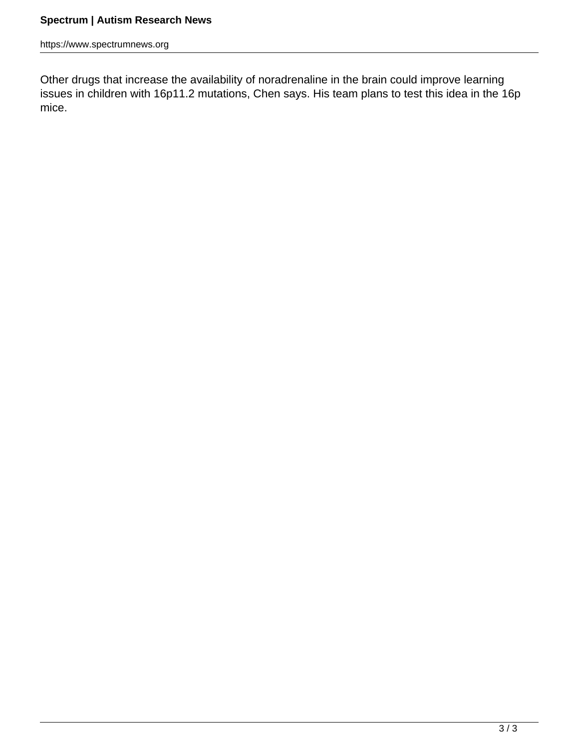Other drugs that increase the availability of noradrenaline in the brain could improve learning issues in children with 16p11.2 mutations, Chen says. His team plans to test this idea in the 16p mice.